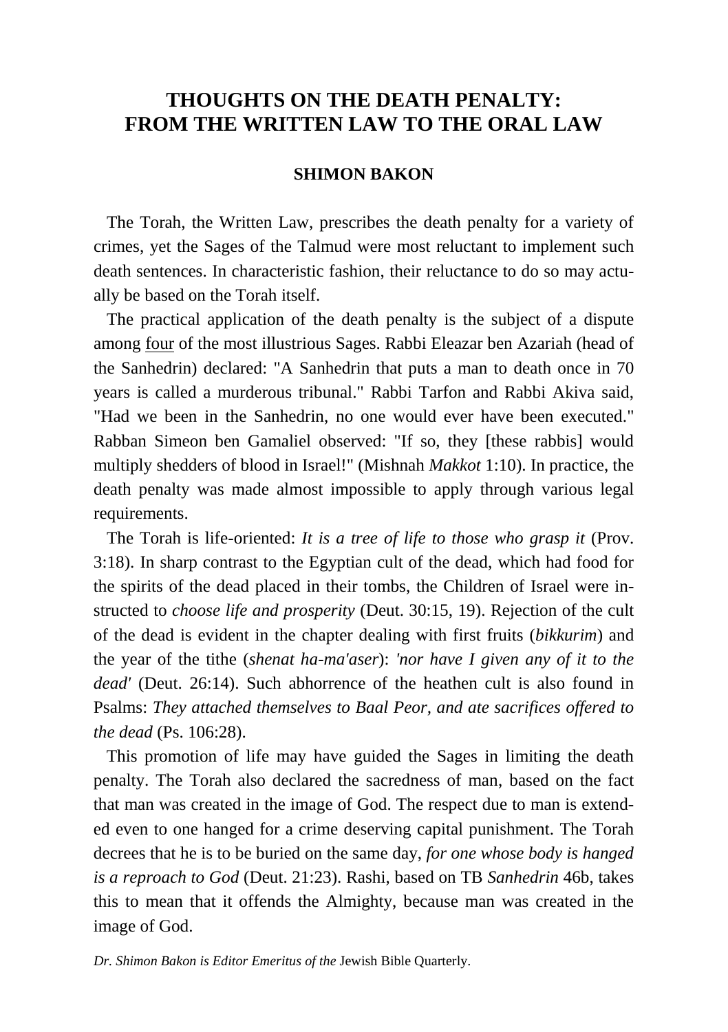# THOUGHTS ON THE DEATH PENALTY: FROM THE WRITTEN LAW TO THE ORAL LAW

**SHIMON BAKON**

The Torah, the Written Law, prescribes the death penalty for a variety of crimes, yet the Sages of the Talmud were most reluctant to implement such death sentences. In characteristic fashion, their reluctance to do so may actually be based on the Torah itself.

The practical application of the death penalty is the subject of a dispute among <u>four</u> of the most illustrious Sages. Rabbi Eleazar ben Azariah (head of the Sanhedrin) declared: "A Sanhedrin that puts a man to death once in 70 years is called a murderous tribunal." Rabbi Tarfon and Rabbi Akiva said, "Had we been in the Sanhedrin, no one would ever have been executed." Rabban Simeon ben Gamaliel observed: "If so, they [these rabbis] would multiply shedders of blood in Israel!" (Mishnah *Makkot* 1:10). In practice, the death penalty was made almost impossible to apply through various legal requirements.

The Torah is life-oriented: *It is a tree of life to those who grasp it* (Prov. 3:18). In sharp contrast to the Egyptian cult of the dead, which had food for the spirits of the dead placed in their tombs, the Children of Israel were instructed to *choose life and prosperity* (Deut. 30:15, 19). Rejection of the cult of the dead is evident in the chapter dealing with first fruits (*bikkurim*) and the year of the tithe (*shenat ha-ma'aser*): *'nor have I given any of it to the dead'* (Deut. 26:14). Such abhorrence of the heathen cult is also found in Psalms: *They attached themselves to Baal Peor, and ate sacrifices offered to the dead* (Ps. 106:28).

This promotion of life may have guided the Sages in limiting the death penalty. The Torah also declared the sacredness of man, based on the fact that man was created in the image of God. The respect due to man is extended even to one hanged for a crime deserving capital punishment. The Torah decrees that he is to be buried on the same day, *for one whose body is hanged is a reproach to God* (Deut. 21:23). Rashi, based on TB *Sanhedrin* 46b, takes this to mean that it offends the Almighty, because man was created in the image of God.

*Dr. Shimon Bakon is Editor Emeritus of the* Jewish Bible Quarterly.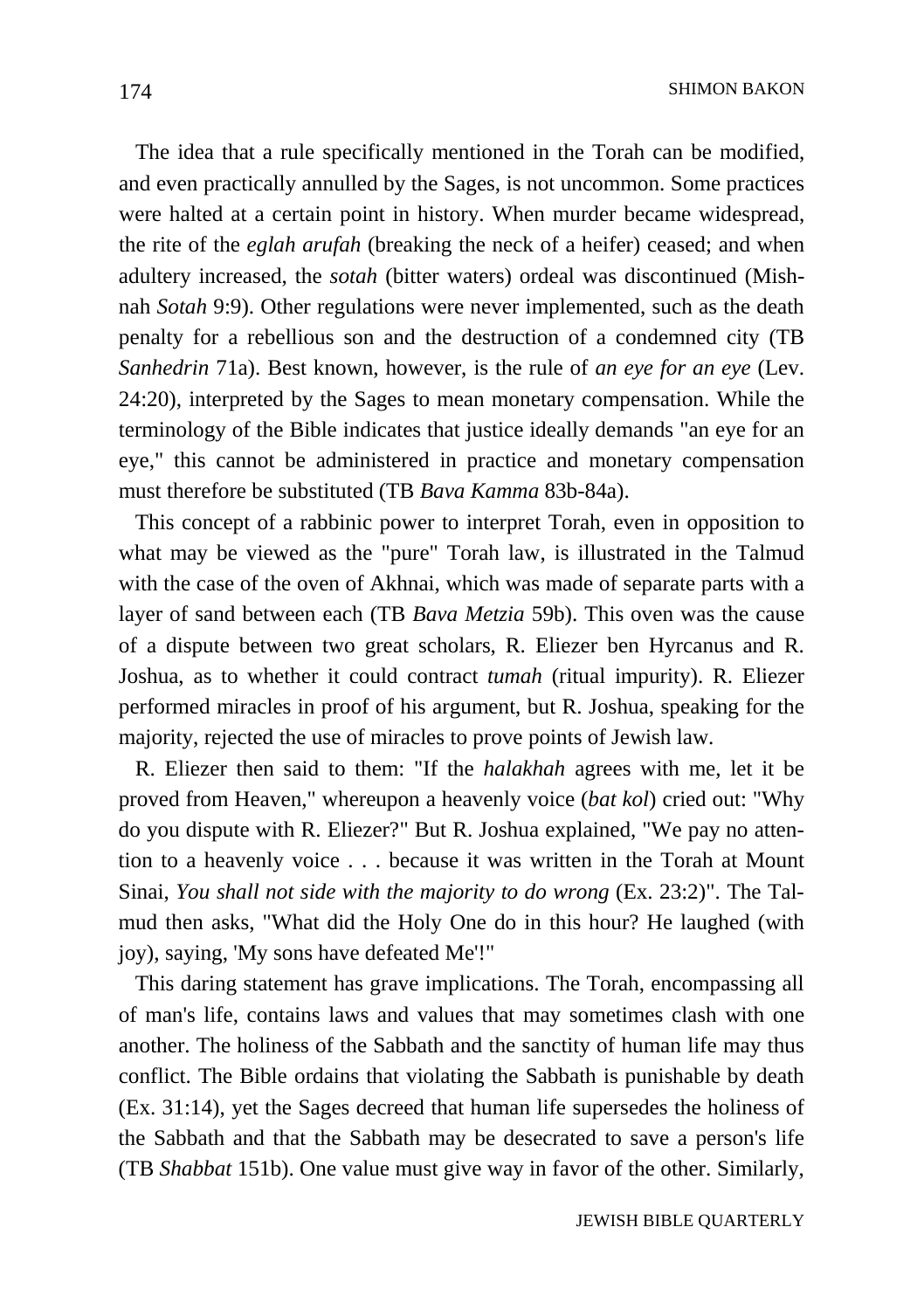The idea that a rule specifically mentioned in the Torah can be modified, and even practically annulled by the Sages, is not uncommon. Some practices were halted at a certain point in history. When murder became widespread, the rite of the *eglah arufah* (breaking the neck of a heifer) ceased; and when adultery increased, the *sotah* (bitter waters) ordeal was discontinued (Mishnah *Sotah* 9:9). Other regulations were never implemented, such as the death penalty for a rebellious son and the destruction of a condemned city (TB *Sanhedrin* 71a). Best known, however, is the rule of *an eye for an eye* (Lev. 24:20), interpreted by the Sages to mean monetary compensation. While the terminology of the Bible indicates that justice ideally demands "an eye for an eye," this cannot be administered in practice and monetary compensation must therefore be substituted (TB *Bava Kamma* 83b-84a).

This concept of a rabbinic power to interpret Torah, even in opposition to what may be viewed as the "pure" Torah law, is illustrated in the Talmud with the case of the oven of Akhnai, which was made of separate parts with a layer of sand between each (TB *Bava Metzia* 59b). This oven was the cause of a dispute between two great scholars, R. Eliezer ben Hyrcanus and R. Joshua, as to whether it could contract *tumah* (ritual impurity). R. Eliezer performed miracles in proof of his argument, but R. Joshua, speaking for the majority, rejected the use of miracles to prove points of Jewish law.

R. Eliezer then said to them: "If the *halakhah* agrees with me, let it be proved from Heaven," whereupon a heavenly voice (*bat kol*) cried out: "Why do you dispute with R. Eliezer?" But R. Joshua explained, "We pay no attention to a heavenly voice . . . because it was written in the Torah at Mount Sinai, *You shall not side with the majority to do wrong* (Ex. 23:2)". The Talmud then asks, "What did the Holy One do in this hour? He laughed (with joy), saying, 'My sons have defeated Me'!"

This daring statement has grave implications. The Torah, encompassing all of man's life, contains laws and values that may sometimes clash with one another. The holiness of the Sabbath and the sanctity of human life may thus conflict. The Bible ordains that violating the Sabbath is punishable by death (Ex. 31:14), yet the Sages decreed that human life supersedes the holiness of the Sabbath and that the Sabbath may be desecrated to save a person's life (TB *Shabbat* 151b). One value must give way in favor of the other. Similarly,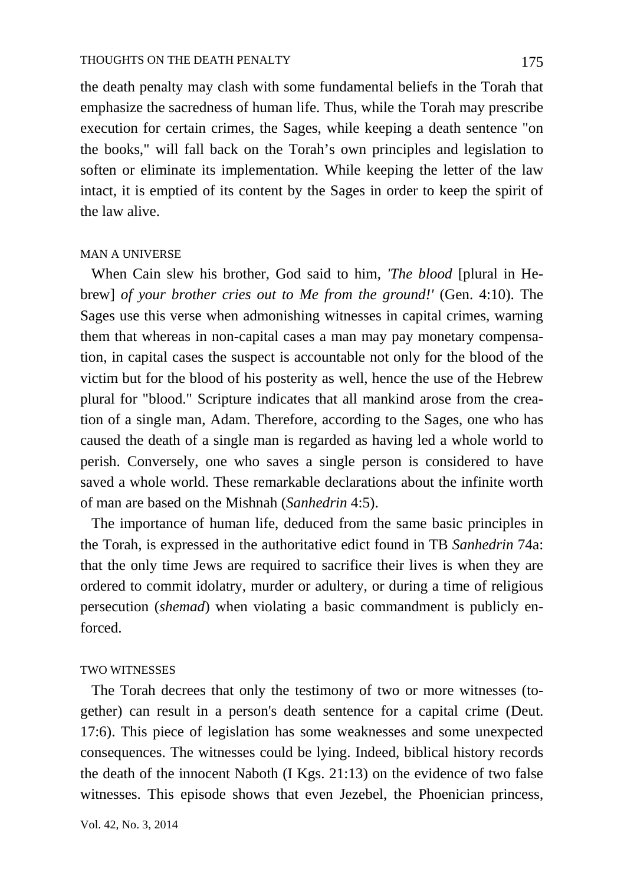the death penalty may clash with some fundamental beliefs in the Torah that emphasize the sacredness of human life. Thus, while the Torah may prescribe execution for certain crimes, the Sages, while keeping a death sentence "on the books," will fall back on the Torah's own principles and legislation to soften or eliminate its implementation. While keeping the letter of the law intact, it is emptied of its content by the Sages in order to keep the spirit of the law alive.

## MAN A UNIVERSE

When Cain slew his brother, God said to him, *'The blood* [plural in Hebrew] *of your brother cries out to Me from the ground!'* (Gen. 4:10). The Sages use this verse when admonishing witnesses in capital crimes, warning them that whereas in non-capital cases a man may pay monetary compensation, in capital cases the suspect is accountable not only for the blood of the victim but for the blood of his posterity as well, hence the use of the Hebrew plural for "blood." Scripture indicates that all mankind arose from the creation of a single man, Adam. Therefore, according to the Sages, one who has caused the death of a single man is regarded as having led a whole world to perish. Conversely, one who saves a single person is considered to have saved a whole world. These remarkable declarations about the infinite worth of man are based on the Mishnah (*Sanhedrin* 4:5).

The importance of human life, deduced from the same basic principles in the Torah, is expressed in the authoritative edict found in TB *Sanhedrin* 74a: that the only time Jews are required to sacrifice their lives is when they are ordered to commit idolatry, murder or adultery, or during a time of religious persecution (*shemad*) when violating a basic commandment is publicly enforced.

## TWO WITNESSES

The Torah decrees that only the testimony of two or more witnesses (together) can result in a person's death sentence for a capital crime (Deut. 17:6). This piece of legislation has some weaknesses and some unexpected consequences. The witnesses could be lying. Indeed, biblical history records the death of the innocent Naboth (I Kgs. 21:13) on the evidence of two false witnesses. This episode shows that even Jezebel, the Phoenician princess,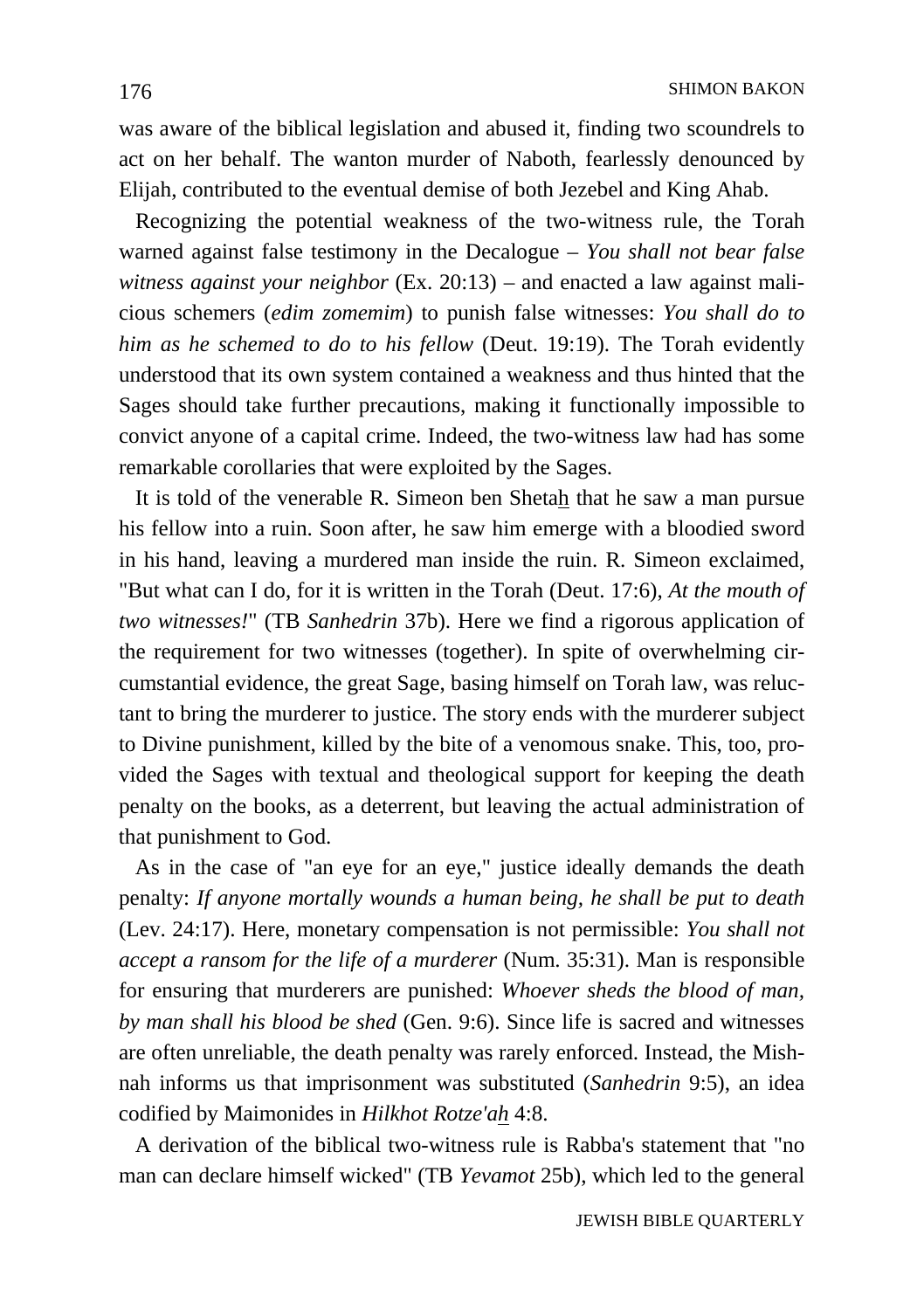was aware of the biblical legislation and abused it, finding two scoundrels to act on her behalf. The wanton murder of Naboth, fearlessly denounced by Elijah, contributed to the eventual demise of both Jezebel and King Ahab.

Recognizing the potential weakness of the two-witness rule, the Torah warned against false testimony in the Decalogue – *You shall not bear false witness against your neighbor* (Ex. 20:13) – and enacted a law against malicious schemers (*edim zomemim*) to punish false witnesses: *You shall do to him as he schemed to do to his fellow* (Deut. 19:19). The Torah evidently understood that its own system contained a weakness and thus hinted that the Sages should take further precautions, making it functionally impossible to convict anyone of a capital crime. Indeed, the two-witness law had has some remarkable corollaries that were exploited by the Sages.

It is told of the venerable R. Simeon ben Shetah that he saw a man pursue his fellow into a ruin. Soon after, he saw him emerge with a bloodied sword in his hand, leaving a murdered man inside the ruin. R. Simeon exclaimed, "But what can I do, for it is written in the Torah (Deut. 17:6), *At the mouth of two witnesses!*" (TB *Sanhedrin* 37b). Here we find a rigorous application of the requirement for two witnesses (together). In spite of overwhelming circumstantial evidence, the great Sage, basing himself on Torah law, was reluctant to bring the murderer to justice. The story ends with the murderer subject to Divine punishment, killed by the bite of a venomous snake. This, too, provided the Sages with textual and theological support for keeping the death penalty on the books, as a deterrent, but leaving the actual administration of that punishment to God.

As in the case of "an eye for an eye," justice ideally demands the death penalty: *If anyone mortally wounds a human being, he shall be put to death* (Lev. 24:17). Here, monetary compensation is not permissible: *You shall not accept a ransom for the life of a murderer* (Num. 35:31). Man is responsible for ensuring that murderers are punished: *Whoever sheds the blood of man, by man shall his blood be shed* (Gen. 9:6). Since life is sacred and witnesses are often unreliable, the death penalty was rarely enforced. Instead, the Mishnah informs us that imprisonment was substituted (*Sanhedrin* 9:5), an idea codified by Maimonides in *Hilkhot Rotze'ah* 4:8.

A derivation of the biblical two-witness rule is Rabba's statement that "no man can declare himself wicked" (TB *Yevamot* 25b), which led to the general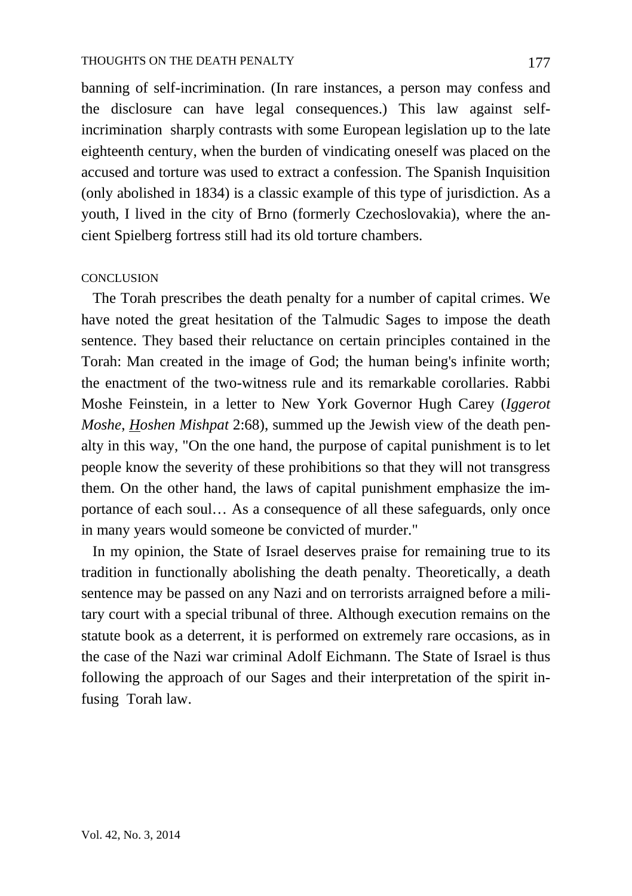banning of self-incrimination. (In rare instances, a person may confess and the disclosure can have legal consequences.) This law against self-incrimination sharply contrasts with some European legislation up to the late eighteenth century, when the burden of vindicating oneself was placed on the accused and torture was used to extract a confession. The Spanish Inquisition (only abolished in 1834) is a classic example of this type of jurisdiction. As a youth, I lived in the city of Brno (formerly Czechoslovakia), where the ancient Spielberg fortress still had its old torture chambers.

## CONCLUSION

The Torah prescribes the death penalty for a number of capital crimes. We have noted the great hesitation of the Talmudic Sages to impose the death sentence. They based their reluctance on certain principles contained in the Torah: Man created in the image of God; the human being's infinite worth; the enactment of the two-witness rule and its remarkable corollaries. Rabbi Moshe Feinstein, in a letter to New York Governor Hugh Carey (*Iggerot Moshe, Hoshen Mishpat* 2:68), summed up the Jewish view of the death penalty in this way, "On the one hand, the purpose of capital punishment is to let people know the severity of these prohibitions so that they will not transgress them. On the other hand, the laws of capital punishment emphasize the importance of each soul… As a consequence of all these safeguards, only once in many years would someone be convicted of murder."

In my opinion, the State of Israel deserves praise for remaining true to its tradition in functionally abolishing the death penalty. Theoretically, a death sentence may be passed on any Nazi and on terrorists arraigned before a military court with a special tribunal of three. Although execution remains on the statute book as a deterrent, it is performed on extremely rare occasions, as in the case of the Nazi war criminal Adolf Eichmann. The State of Israel is thus following the approach of our Sages and their interpretation of the spirit infusing Torah law.